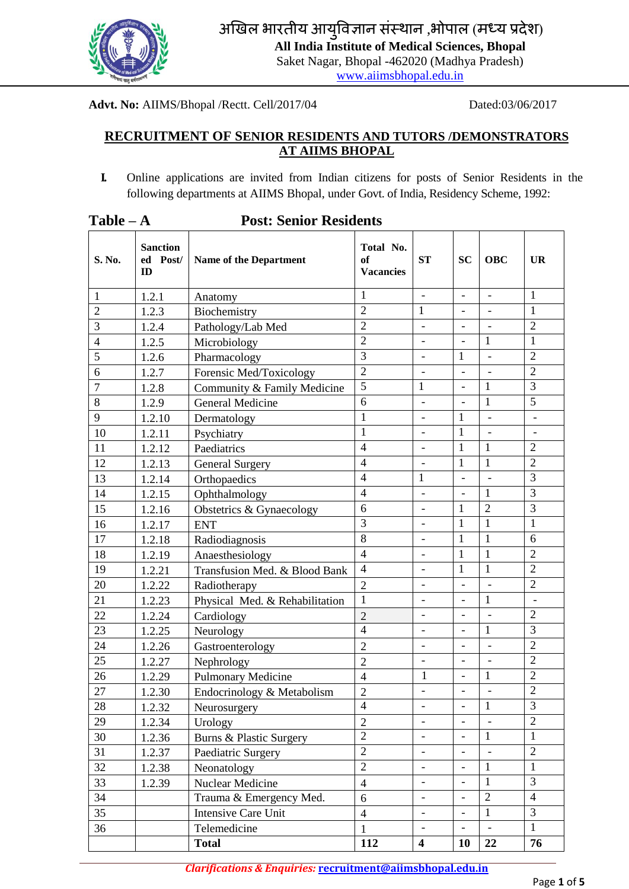# अखिल भारतीय आयुविज्ञान संस्थान ,भोपाल (मध्य प्रदेश)

**All India Institute of Medical Sciences, Bhopal**

Saket Nagar, Bhopal -462020 (Madhya Pradesh)

www.aiimsbhopal.edu.in

**Advt. No:** AIIMS/Bhopal /Rectt. Cell/2017/04 Dated:03/06/2017

## RECRUITMENT OF SENIOR RESIDENTS AND TUTORS /DEMONSTRATORS AT AIIMS BHOPAL

**I.** Online applications are invited from Indian citizens for posts of Senior Residents in the following departments at AIIMS Bhopal, under Govt. of India, Residency Scheme, 1992:

### Table – A Post: Senior Residents

| S. No. | Sanctioned Post/ ID | Name of the Department | Total No. of Vacancies | ST | SC | OBC | UR |
|---|---|---|---|---|---|---|---|
| 1 | 1.2.1 | Anatomy | 1 | - | - | - | 1 |
| 2 | 1.2.3 | Biochemistry | 2 | 1 | - | - | 1 |
| 3 | 1.2.4 | Pathology/Lab Med | 2 | - | - | - | 2 |
| 4 | 1.2.5 | Microbiology | 2 | - | - | 1 | 1 |
| 5 | 1.2.6 | Pharmacology | 3 | - | 1 | - | 2 |
| 6 | 1.2.7 | Forensic Med/Toxicology | 2 | - | - | - | 2 |
| 7 | 1.2.8 | Community & Family Medicine | 5 | 1 | - | 1 | 3 |
| 8 | 1.2.9 | General Medicine | 6 | - | - | 1 | 5 |
| 9 | 1.2.10 | Dermatology | 1 | - | 1 | - | - |
| 10 | 1.2.11 | Psychiatry | 1 | - | 1 | - | - |
| 11 | 1.2.12 | Paediatrics | 4 | - | 1 | 1 | 2 |
| 12 | 1.2.13 | General Surgery | 4 | - | 1 | 1 | 2 |
| 13 | 1.2.14 | Orthopaedics | 4 | 1 | - | - | 3 |
| 14 | 1.2.15 | Ophthalmology | 4 | - | - | 1 | 3 |
| 15 | 1.2.16 | Obstetrics & Gynaecology | 6 | - | 1 | 2 | 3 |
| 16 | 1.2.17 | ENT | 3 | - | 1 | 1 | 1 |
| 17 | 1.2.18 | Radiodiagnosis | 8 | - | 1 | 1 | 6 |
| 18 | 1.2.19 | Anaesthesiology | 4 | - | 1 | 1 | 2 |
| 19 | 1.2.21 | Transfusion Med. & Blood Bank | 4 | - | 1 | 1 | 2 |
| 20 | 1.2.22 | Radiotherapy | 2 | - | - | - | 2 |
| 21 | 1.2.23 | Physical Med. & Rehabilitation | 1 | - | - | 1 | - |
| 22 | 1.2.24 | Cardiology | 2 | - | - | - | 2 |
| 23 | 1.2.25 | Neurology | 4 | - | - | 1 | 3 |
| 24 | 1.2.26 | Gastroenterology | 2 | - | - | - | 2 |
| 25 | 1.2.27 | Nephrology | 2 | - | - | - | 2 |
| 26 | 1.2.29 | Pulmonary Medicine | 4 | 1 | - | 1 | 2 |
| 27 | 1.2.30 | Endocrinology & Metabolism | 2 | - | - | - | 2 |
| 28 | 1.2.32 | Neurosurgery | 4 | - | - | 1 | 3 |
| 29 | 1.2.34 | Urology | 2 | - | - | - | 2 |
| 30 | 1.2.36 | Burns & Plastic Surgery | 2 | - | - | 1 | 1 |
| 31 | 1.2.37 | Paediatric Surgery | 2 | - | - | - | 2 |
| 32 | 1.2.38 | Neonatology | 2 | - | - | 1 | 1 |
| 33 | 1.2.39 | Nuclear Medicine | 4 | - | - | 1 | 3 |
| 34 | | Trauma & Emergency Med. | 6 | - | - | 2 | 4 |
| 35 | | Intensive Care Unit | 4 | - | - | 1 | 3 |
| 36 | | Telemedicine | 1 | - | - | - | 1 |
| | | **Total** | **112** | **4** | **10** | **22** | **76** |

***Clarifications & Enquiries:*** **recruitment@aiimsbhopal.edu.in**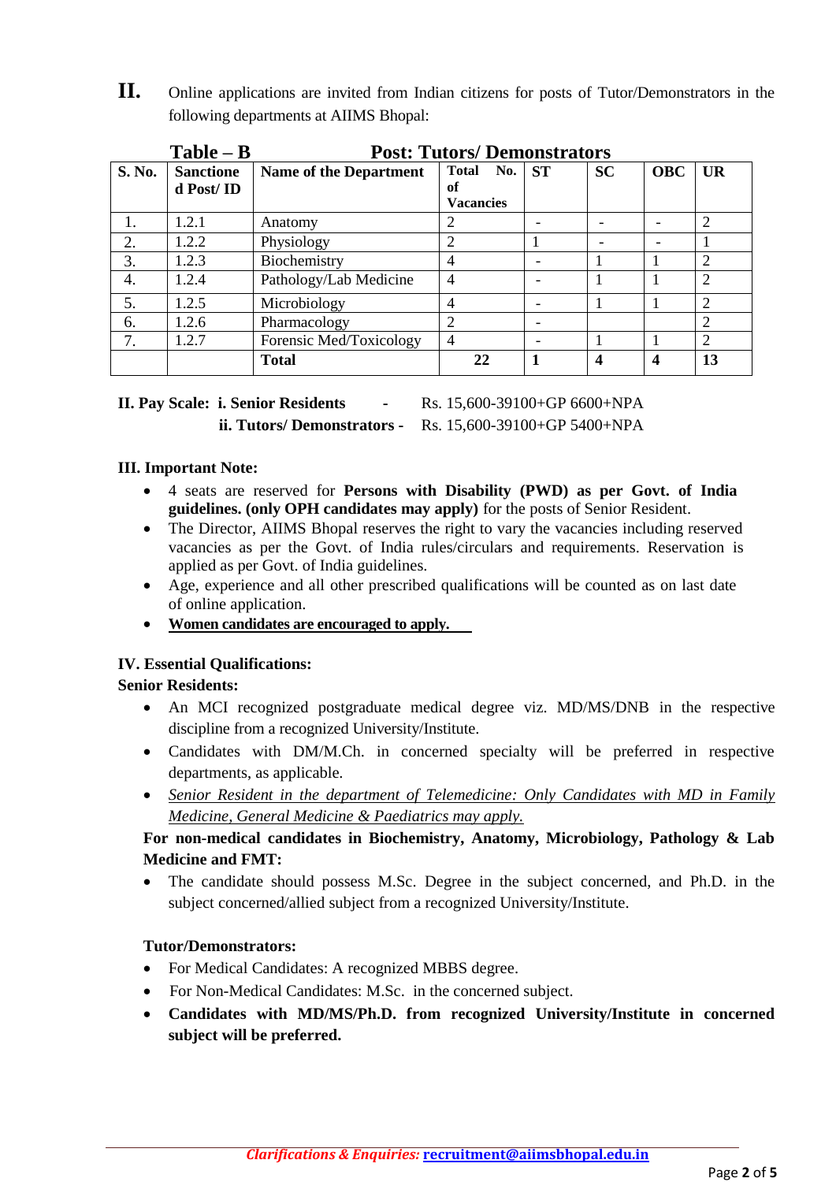**II.** Online applications are invited from Indian citizens for posts of Tutor/Demonstrators in the following departments at AIIMS Bhopal:

**Table – B** **Post: Tutors/ Demonstrators**

| S. No. | Sanctioned Post/ ID | Name of the Department | Total No. of Vacancies | ST | SC | OBC | UR |
|---|---|---|---|---|---|---|---|
| 1. | 1.2.1 | Anatomy | 2 | - | - | - | 2 |
| 2. | 1.2.2 | Physiology | 2 | 1 | - | - | 1 |
| 3. | 1.2.3 | Biochemistry | 4 | - | 1 | 1 | 2 |
| 4. | 1.2.4 | Pathology/Lab Medicine | 4 | - | 1 | 1 | 2 |
| 5. | 1.2.5 | Microbiology | 4 | - | 1 | 1 | 2 |
| 6. | 1.2.6 | Pharmacology | 2 | - | | | 2 |
| 7. | 1.2.7 | Forensic Med/Toxicology | 4 | - | 1 | 1 | 2 |
| | | **Total** | **22** | **1** | **4** | **4** | **13** |

**II. Pay Scale: i. Senior Residents** - Rs. 15,600-39100+GP 6600+NPA

**ii. Tutors/ Demonstrators -** Rs. 15,600-39100+GP 5400+NPA

**III. Important Note:**

- 4 seats are reserved for **Persons with Disability (PWD) as per Govt. of India guidelines. (only OPH candidates may apply)** for the posts of Senior Resident.
- The Director, AIIMS Bhopal reserves the right to vary the vacancies including reserved vacancies as per the Govt. of India rules/circulars and requirements. Reservation is applied as per Govt. of India guidelines.
- Age, experience and all other prescribed qualifications will be counted as on last date of online application.
- **Women candidates are encouraged to apply.**

**IV. Essential Qualifications:**

**Senior Residents:**

- An MCI recognized postgraduate medical degree viz. MD/MS/DNB in the respective discipline from a recognized University/Institute.
- Candidates with DM/M.Ch. in concerned specialty will be preferred in respective departments, as applicable.
- *Senior Resident in the department of Telemedicine: Only Candidates with MD in Family Medicine, General Medicine & Paediatrics may apply.*

**For non-medical candidates in Biochemistry, Anatomy, Microbiology, Pathology & Lab Medicine and FMT:**

- The candidate should possess M.Sc. Degree in the subject concerned, and Ph.D. in the subject concerned/allied subject from a recognized University/Institute.

**Tutor/Demonstrators:**

- For Medical Candidates: A recognized MBBS degree.
- For Non-Medical Candidates: M.Sc. in the concerned subject.
- **Candidates with MD/MS/Ph.D. from recognized University/Institute in concerned subject will be preferred.**

*Clarifications & Enquiries:* recruitment@aiimsbhopal.edu.in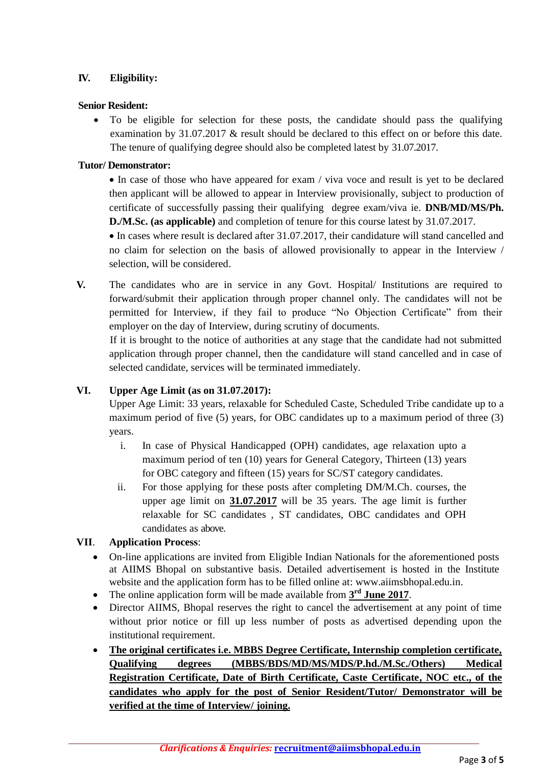**IV. Eligibility:**

**Senior Resident:**

- To be eligible for selection for these posts, the candidate should pass the qualifying examination by 31.07.2017 & result should be declared to this effect on or before this date. The tenure of qualifying degree should also be completed latest by 31.07.2017.

**Tutor/ Demonstrator:**

- In case of those who have appeared for exam / viva voce and result is yet to be declared then applicant will be allowed to appear in Interview provisionally, subject to production of certificate of successfully passing their qualifying degree exam/viva ie. **DNB/MD/MS/Ph. D./M.Sc. (as applicable)** and completion of tenure for this course latest by 31.07.2017.
- In cases where result is declared after 31.07.2017, their candidature will stand cancelled and no claim for selection on the basis of allowed provisionally to appear in the Interview / selection, will be considered.

**V.** The candidates who are in service in any Govt. Hospital/ Institutions are required to forward/submit their application through proper channel only. The candidates will not be permitted for Interview, if they fail to produce "No Objection Certificate" from their employer on the day of Interview, during scrutiny of documents.

If it is brought to the notice of authorities at any stage that the candidate had not submitted application through proper channel, then the candidature will stand cancelled and in case of selected candidate, services will be terminated immediately.

**VI. Upper Age Limit (as on 31.07.2017):**

Upper Age Limit: 33 years, relaxable for Scheduled Caste, Scheduled Tribe candidate up to a maximum period of five (5) years, for OBC candidates up to a maximum period of three (3) years.

i. In case of Physical Handicapped (OPH) candidates, age relaxation upto a maximum period of ten (10) years for General Category, Thirteen (13) years for OBC category and fifteen (15) years for SC/ST category candidates.

ii. For those applying for these posts after completing DM/M.Ch. courses, the upper age limit on **31.07.2017** will be 35 years. The age limit is further relaxable for SC candidates , ST candidates, OBC candidates and OPH candidates as above.

**VII. Application Process**:

- On-line applications are invited from Eligible Indian Nationals for the aforementioned posts at AIIMS Bhopal on substantive basis. Detailed advertisement is hosted in the Institute website and the application form has to be filled online at: www.aiimsbhopal.edu.in.
- The online application form will be made available from **3rd June 2017**.
- Director AIIMS, Bhopal reserves the right to cancel the advertisement at any point of time without prior notice or fill up less number of posts as advertised depending upon the institutional requirement.
- **The original certificates i.e. MBBS Degree Certificate, Internship completion certificate, Qualifying degrees (MBBS/BDS/MD/MS/MDS/P.hd./M.Sc./Others) Medical Registration Certificate, Date of Birth Certificate, Caste Certificate, NOC etc., of the candidates who apply for the post of Senior Resident/Tutor/ Demonstrator will be verified at the time of Interview/ joining.**

*Clarifications & Enquiries:* **recruitment@aiimsbhopal.edu.in**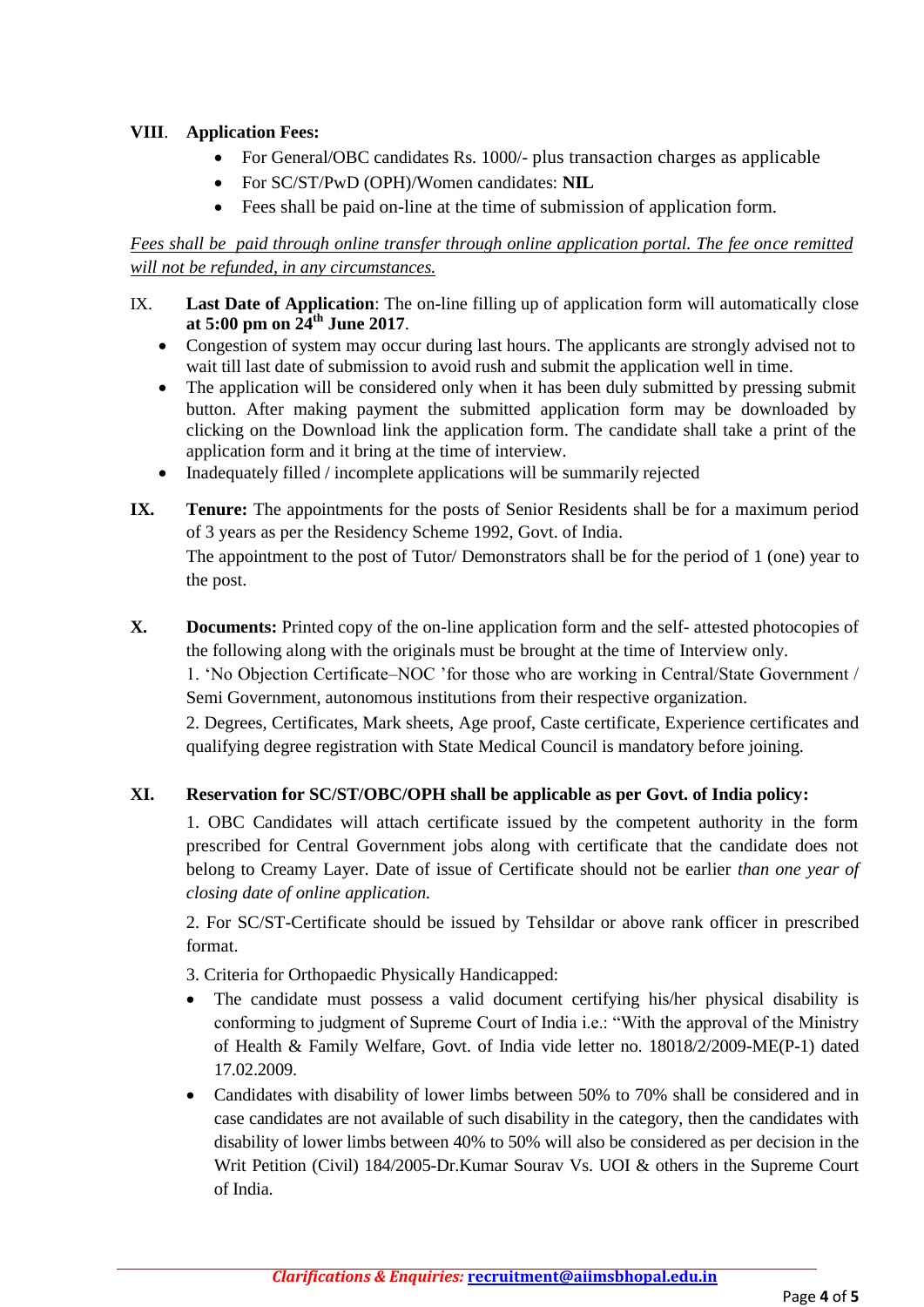**VIII**. **Application Fees:**

- For General/OBC candidates Rs. 1000/- plus transaction charges as applicable
- For SC/ST/PwD (OPH)/Women candidates: **NIL**
- Fees shall be paid on-line at the time of submission of application form.

*Fees shall be paid through online transfer through online application portal. The fee once remitted will not be refunded, in any circumstances.*

IX. **Last Date of Application**: The on-line filling up of application form will automatically close **at 5:00 pm on 24th June 2017**.

- Congestion of system may occur during last hours. The applicants are strongly advised not to wait till last date of submission to avoid rush and submit the application well in time.
- The application will be considered only when it has been duly submitted by pressing submit button. After making payment the submitted application form may be downloaded by clicking on the Download link the application form. The candidate shall take a print of the application form and it bring at the time of interview.
- Inadequately filled / incomplete applications will be summarily rejected

**IX.** **Tenure:** The appointments for the posts of Senior Residents shall be for a maximum period of 3 years as per the Residency Scheme 1992, Govt. of India.

The appointment to the post of Tutor/ Demonstrators shall be for the period of 1 (one) year to the post.

**X.** **Documents:** Printed copy of the on-line application form and the self- attested photocopies of the following along with the originals must be brought at the time of Interview only.

1. 'No Objection Certificate–NOC 'for those who are working in Central/State Government / Semi Government, autonomous institutions from their respective organization.

2. Degrees, Certificates, Mark sheets, Age proof, Caste certificate, Experience certificates and qualifying degree registration with State Medical Council is mandatory before joining.

**XI.** **Reservation for SC/ST/OBC/OPH shall be applicable as per Govt. of India policy:**

1. OBC Candidates will attach certificate issued by the competent authority in the form prescribed for Central Government jobs along with certificate that the candidate does not belong to Creamy Layer. Date of issue of Certificate should not be earlier *than one year of closing date of online application.*

2. For SC/ST-Certificate should be issued by Tehsildar or above rank officer in prescribed format.

3. Criteria for Orthopaedic Physically Handicapped:

- The candidate must possess a valid document certifying his/her physical disability is conforming to judgment of Supreme Court of India i.e.: "With the approval of the Ministry of Health & Family Welfare, Govt. of India vide letter no. 18018/2/2009-ME(P-1) dated 17.02.2009.
- Candidates with disability of lower limbs between 50% to 70% shall be considered and in case candidates are not available of such disability in the category, then the candidates with disability of lower limbs between 40% to 50% will also be considered as per decision in the Writ Petition (Civil) 184/2005-Dr.Kumar Sourav Vs. UOI & others in the Supreme Court of India.

***Clarifications & Enquiries:*** **recruitment@aiimsbhopal.edu.in**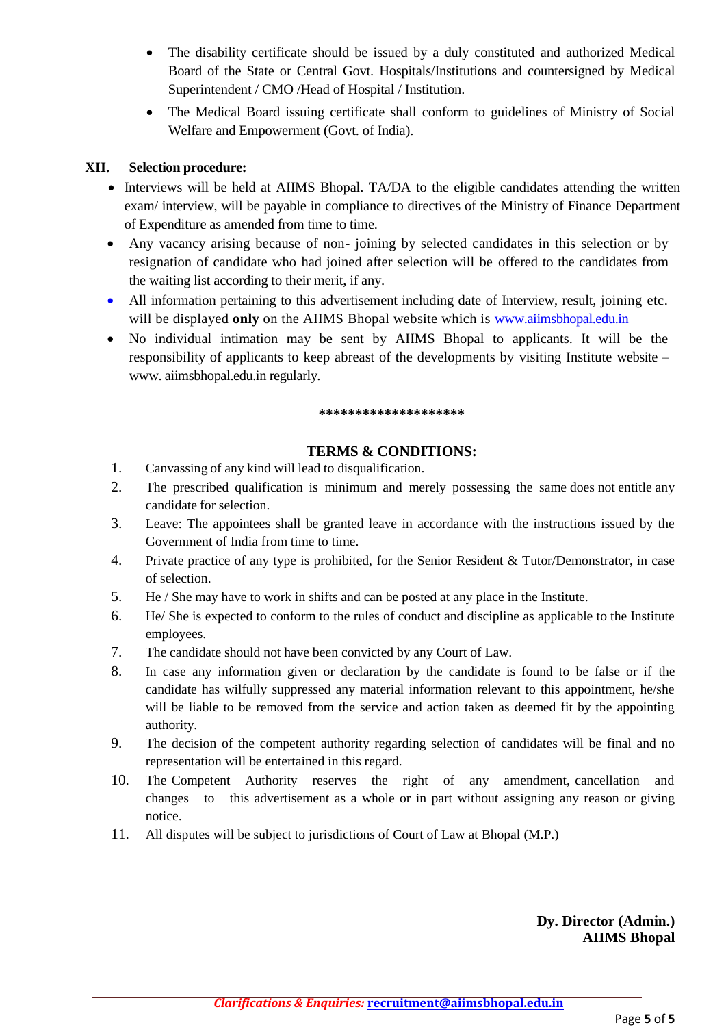- The disability certificate should be issued by a duly constituted and authorized Medical Board of the State or Central Govt. Hospitals/Institutions and countersigned by Medical Superintendent / CMO /Head of Hospital / Institution.
- The Medical Board issuing certificate shall conform to guidelines of Ministry of Social Welfare and Empowerment (Govt. of India).

## XII. Selection procedure:

- Interviews will be held at AIIMS Bhopal. TA/DA to the eligible candidates attending the written exam/ interview, will be payable in compliance to directives of the Ministry of Finance Department of Expenditure as amended from time to time.
- Any vacancy arising because of non- joining by selected candidates in this selection or by resignation of candidate who had joined after selection will be offered to the candidates from the waiting list according to their merit, if any.
- All information pertaining to this advertisement including date of Interview, result, joining etc. will be displayed **only** on the AIIMS Bhopal website which is www.aiimsbhopal.edu.in
- No individual intimation may be sent by AIIMS Bhopal to applicants. It will be the responsibility of applicants to keep abreast of the developments by visiting Institute website – www. aiimsbhopal.edu.in regularly.

********************

## TERMS & CONDITIONS:

1. Canvassing of any kind will lead to disqualification.
2. The prescribed qualification is minimum and merely possessing the same does not entitle any candidate for selection.
3. Leave: The appointees shall be granted leave in accordance with the instructions issued by the Government of India from time to time.
4. Private practice of any type is prohibited, for the Senior Resident & Tutor/Demonstrator, in case of selection.
5. He / She may have to work in shifts and can be posted at any place in the Institute.
6. He/ She is expected to conform to the rules of conduct and discipline as applicable to the Institute employees.
7. The candidate should not have been convicted by any Court of Law.
8. In case any information given or declaration by the candidate is found to be false or if the candidate has wilfully suppressed any material information relevant to this appointment, he/she will be liable to be removed from the service and action taken as deemed fit by the appointing authority.
9. The decision of the competent authority regarding selection of candidates will be final and no representation will be entertained in this regard.
10. The Competent Authority reserves the right of any amendment, cancellation and changes to this advertisement as a whole or in part without assigning any reason or giving notice.
11. All disputes will be subject to jurisdictions of Court of Law at Bhopal (M.P.)

**Dy. Director (Admin.)**
**AIIMS Bhopal**

***Clarifications & Enquiries:*** **recruitment@aiimsbhopal.edu.in**